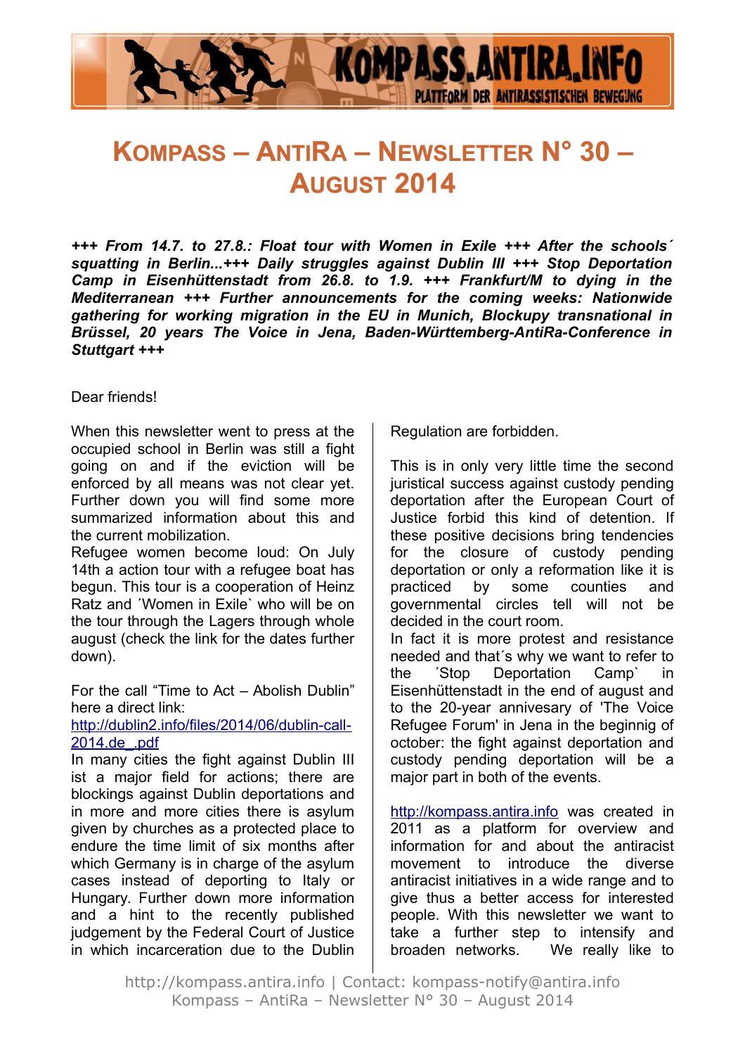# Kompass – AntiRa – Newsletter N° 30 – August 2014

***+++ From 14.7. to 27.8.: Float tour with Women in Exile +++ After the schools´ squatting in Berlin...+++ Daily struggles against Dublin III +++ Stop Deportation Camp in Eisenhüttenstadt from 26.8. to 1.9. +++ Frankfurt/M to dying in the Mediterranean +++ Further announcements for the coming weeks: Nationwide gathering for working migration in the EU in Munich, Blockupy transnational in Brüssel, 20 years The Voice in Jena, Baden-Württemberg-AntiRa-Conference in Stuttgart +++***

Dear friends!

When this newsletter went to press at the occupied school in Berlin was still a fight going on and if the eviction will be enforced by all means was not clear yet. Further down you will find some more summarized information about this and the current mobilization.
Refugee women become loud: On July 14th a action tour with a refugee boat has begun. This tour is a cooperation of Heinz Ratz and ´Women in Exile` who will be on the tour through the Lagers through whole august (check the link for the dates further down).

For the call "Time to Act – Abolish Dublin" here a direct link:
[http://dublin2.info/files/2014/06/dublin-call-2014.de_.pdf](http://dublin2.info/files/2014/06/dublin-call-2014.de_.pdf)
In many cities the fight against Dublin III ist a major field for actions; there are blockings against Dublin deportations and in more and more cities there is asylum given by churches as a protected place to endure the time limit of six months after which Germany is in charge of the asylum cases instead of deporting to Italy or Hungary. Further down more information and a hint to the recently published judgement by the Federal Court of Justice in which incarceration due to the Dublin Regulation are forbidden.

This is in only very little time the second juristical success against custody pending deportation after the European Court of Justice forbid this kind of detention. If these positive decisions bring tendencies for the closure of custody pending deportation or only a reformation like it is practiced by some counties and governmental circles tell will not be decided in the court room.
In fact it is more protest and resistance needed and that´s why we want to refer to the ´Stop Deportation Camp` in Eisenhüttenstadt in the end of august and to the 20-year annivesary of 'The Voice Refugee Forum' in Jena in the beginnig of october: the fight against deportation and custody pending deportation will be a major part in both of the events.

[http://kompass.antira.info](http://kompass.antira.info) was created in 2011 as a platform for overview and information for and about the antiracist movement to introduce the diverse antiracist initiatives in a wide range and to give thus a better access for interested people. With this newsletter we want to take a further step to intensify and broaden networks. We really like to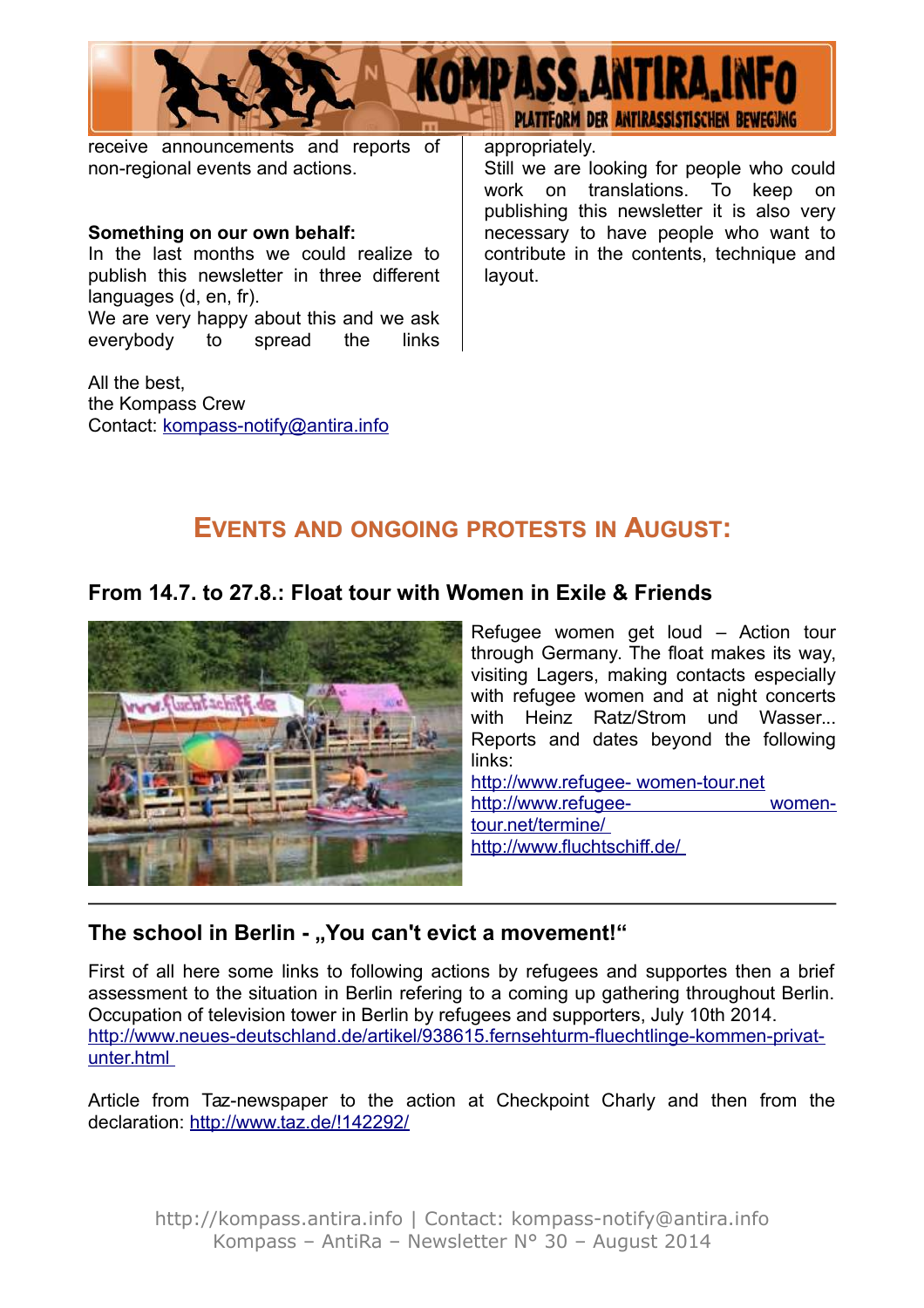receive announcements and reports of non-regional events and actions.

**Something on our own behalf:**
In the last months we could realize to publish this newsletter in three different languages (d, en, fr).
We are very happy about this and we ask everybody to spread the links appropriately.
Still we are looking for people who could work on translations. To keep on publishing this newsletter it is also very necessary to have people who want to contribute in the contents, technique and layout.

All the best,
the Kompass Crew
Contact: kompass-notify@antira.info

## Events and ongoing protests in August:

### From 14.7. to 27.8.: Float tour with Women in Exile & Friends

Refugee women get loud – Action tour through Germany. The float makes its way, visiting Lagers, making contacts especially with refugee women and at night concerts with Heinz Ratz/Strom und Wasser... Reports and dates beyond the following links:
http://www.refugee- women-tour.net
http://www.refugee- women-tour.net/termine/
http://www.fluchtschiff.de/

---

### The school in Berlin - „You can't evict a movement!“

First of all here some links to following actions by refugees and supportes then a brief assessment to the situation in Berlin refering to a coming up gathering throughout Berlin.
Occupation of television tower in Berlin by refugees and supporters, July 10th 2014.
http://www.neues-deutschland.de/artikel/938615.fernsehturm-fluechtlinge-kommen-privat-unter.html

Article from Taz-newspaper to the action at Checkpoint Charly and then from the declaration: http://www.taz.de/!142292/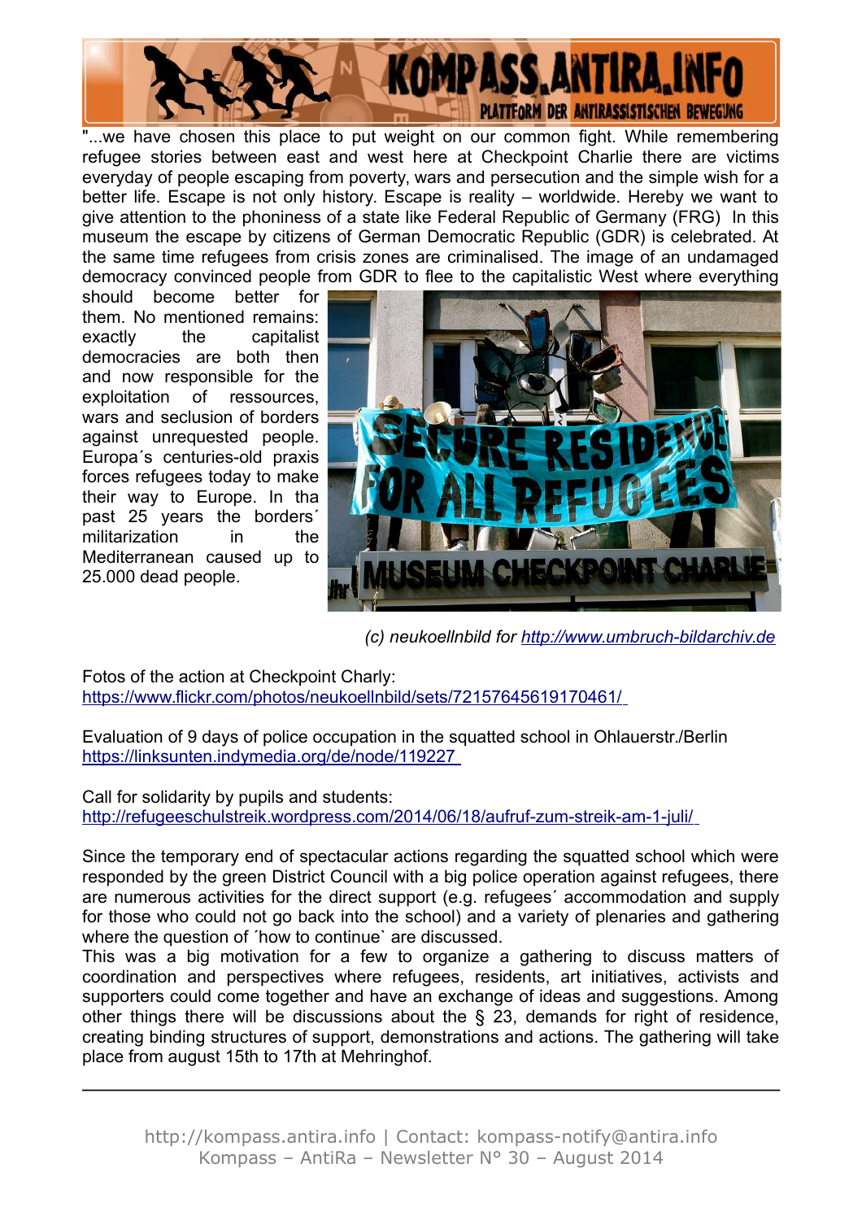"...we have chosen this place to put weight on our common fight. While remembering refugee stories between east and west here at Checkpoint Charlie there are victims everyday of people escaping from poverty, wars and persecution and the simple wish for a better life. Escape is not only history. Escape is reality – worldwide. Hereby we want to give attention to the phoniness of a state like Federal Republic of Germany (FRG) In this museum the escape by citizens of German Democratic Republic (GDR) is celebrated. At the same time refugees from crisis zones are criminalised. The image of an undamaged democracy convinced people from GDR to flee to the capitalistic West where everything should become better for them. No mentioned remains: exactly the capitalist democracies are both then and now responsible for the exploitation of ressources, wars and seclusion of borders against unrequested people. Europa´s centuries-old praxis forces refugees today to make their way to Europe. In tha past 25 years the borders´ militarization in the Mediterranean caused up to 25.000 dead people.

*(c) neukoellnbild for http://www.umbruch-bildarchiv.de*

Fotos of the action at Checkpoint Charly:
https://www.flickr.com/photos/neukoellnbild/sets/72157645619170461/

Evaluation of 9 days of police occupation in the squatted school in Ohlauerstr./Berlin
https://linksunten.indymedia.org/de/node/119227

Call for solidarity by pupils and students:
http://refugeeschulstreik.wordpress.com/2014/06/18/aufruf-zum-streik-am-1-juli/

Since the temporary end of spectacular actions regarding the squatted school which were responded by the green District Council with a big police operation against refugees, there are numerous activities for the direct support (e.g. refugees´ accommodation and supply for those who could not go back into the school) and a variety of plenaries and gathering where the question of ´how to continue` are discussed.
This was a big motivation for a few to organize a gathering to discuss matters of coordination and perspectives where refugees, residents, art initiatives, activists and supporters could come together and have an exchange of ideas and suggestions. Among other things there will be discussions about the § 23, demands for right of residence, creating binding structures of support, demonstrations and actions. The gathering will take place from august 15th to 17th at Mehringhof.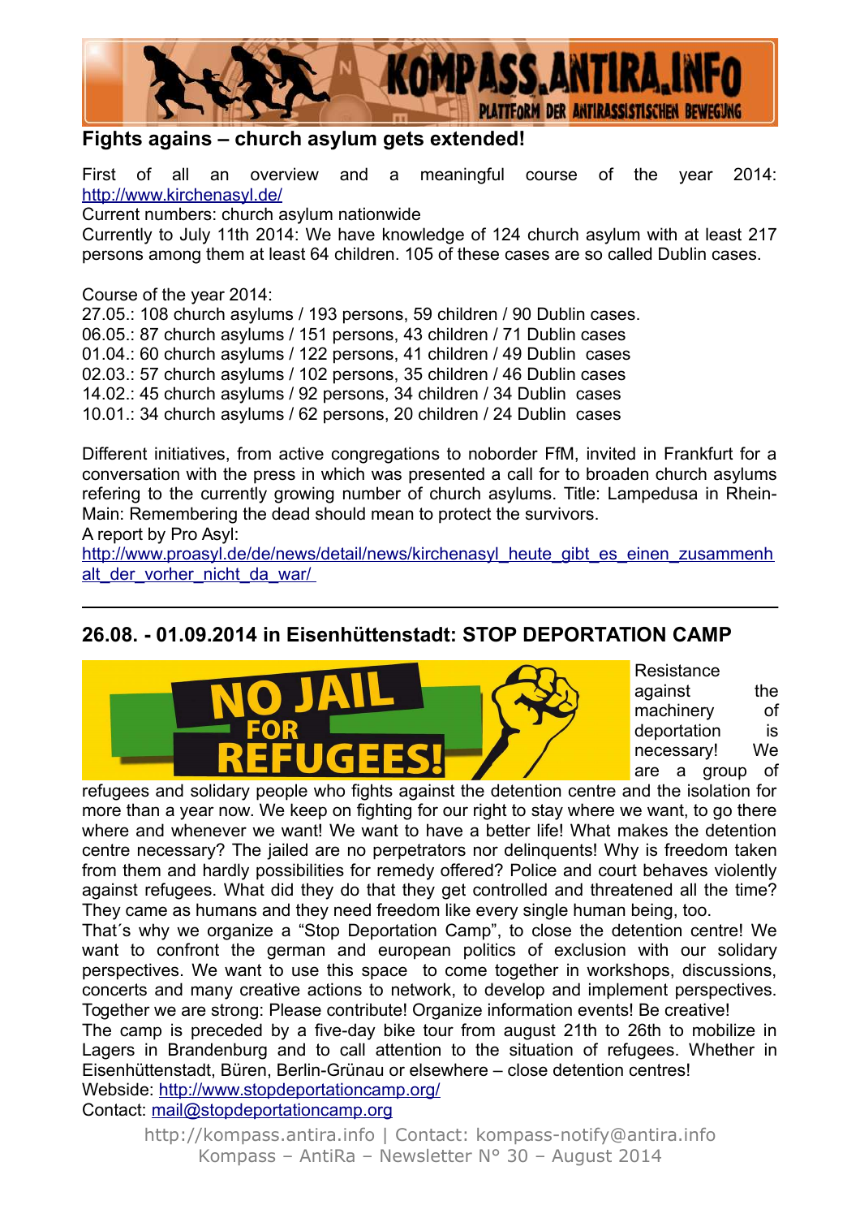## Fights agains – church asylum gets extended!

First of all an overview and a meaningful course of the year 2014: http://www.kirchenasyl.de/

Current numbers: church asylum nationwide

Currently to July 11th 2014: We have knowledge of 124 church asylum with at least 217 persons among them at least 64 children. 105 of these cases are so called Dublin cases.

Course of the year 2014:

27.05.: 108 church asylums / 193 persons, 59 children / 90 Dublin cases.
06.05.: 87 church asylums / 151 persons, 43 children / 71 Dublin cases
01.04.: 60 church asylums / 122 persons, 41 children / 49 Dublin cases
02.03.: 57 church asylums / 102 persons, 35 children / 46 Dublin cases
14.02.: 45 church asylums / 92 persons, 34 children / 34 Dublin cases
10.01.: 34 church asylums / 62 persons, 20 children / 24 Dublin cases

Different initiatives, from active congregations to noborder FfM, invited in Frankfurt for a conversation with the press in which was presented a call for to broaden church asylums refering to the currently growing number of church asylums. Title: Lampedusa in Rhein-Main: Remembering the dead should mean to protect the survivors.

A report by Pro Asyl:
http://www.proasyl.de/de/news/detail/news/kirchenasyl_heute_gibt_es_einen_zusammenhalt_der_vorher_nicht_da_war/

---

## 26.08. - 01.09.2014 in Eisenhüttenstadt: STOP DEPORTATION CAMP

Resistance against the machinery of deportation is necessary! We are a group of refugees and solidary people who fights against the detention centre and the isolation for more than a year now. We keep on fighting for our right to stay where we want, to go there where and whenever we want! We want to have a better life! What makes the detention centre necessary? The jailed are no perpetrators nor delinquents! Why is freedom taken from them and hardly possibilities for remedy offered? Police and court behaves violently against refugees. What did they do that they get controlled and threatened all the time? They came as humans and they need freedom like every single human being, too.

That´s why we organize a "Stop Deportation Camp", to close the detention centre! We want to confront the german and european politics of exclusion with our solidary perspectives. We want to use this space to come together in workshops, discussions, concerts and many creative actions to network, to develop and implement perspectives. Together we are strong: Please contribute! Organize information events! Be creative!

The camp is preceded by a five-day bike tour from august 21th to 26th to mobilize in Lagers in Brandenburg and to call attention to the situation of refugees. Whether in Eisenhüttenstadt, Büren, Berlin-Grünau or elsewhere – close detention centres!

Webside: http://www.stopdeportationcamp.org/

Contact: mail@stopdeportationcamp.org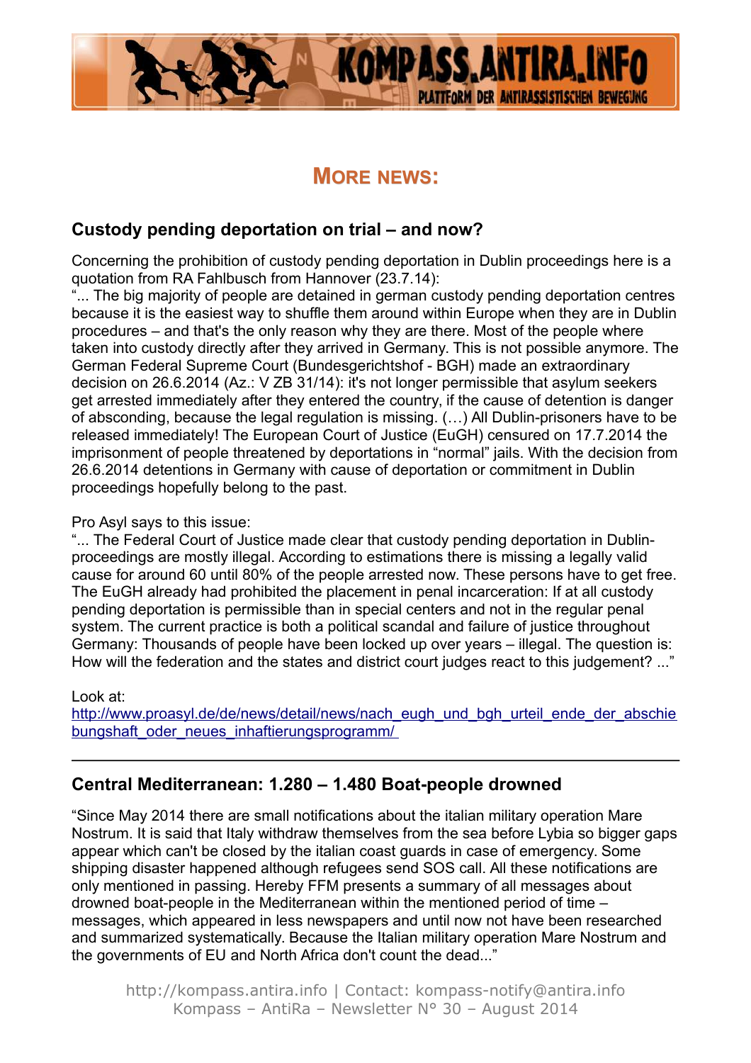## More news:

### Custody pending deportation on trial – and now?

Concerning the prohibition of custody pending deportation in Dublin proceedings here is a quotation from RA Fahlbusch from Hannover (23.7.14):
"... The big majority of people are detained in german custody pending deportation centres because it is the easiest way to shuffle them around within Europe when they are in Dublin procedures – and that's the only reason why they are there. Most of the people where taken into custody directly after they arrived in Germany. This is not possible anymore. The German Federal Supreme Court (Bundesgerichtshof - BGH) made an extraordinary decision on 26.6.2014 (Az.: V ZB 31/14): it's not longer permissible that asylum seekers get arrested immediately after they entered the country, if the cause of detention is danger of absconding, because the legal regulation is missing. (…) All Dublin-prisoners have to be released immediately! The European Court of Justice (EuGH) censured on 17.7.2014 the imprisonment of people threatened by deportations in "normal" jails. With the decision from 26.6.2014 detentions in Germany with cause of deportation or commitment in Dublin proceedings hopefully belong to the past.

Pro Asyl says to this issue:
"... The Federal Court of Justice made clear that custody pending deportation in Dublin-proceedings are mostly illegal. According to estimations there is missing a legally valid cause for around 60 until 80% of the people arrested now. These persons have to get free. The EuGH already had prohibited the placement in penal incarceration: If at all custody pending deportation is permissible than in special centers and not in the regular penal system. The current practice is both a political scandal and failure of justice throughout Germany: Thousands of people have been locked up over years – illegal. The question is: How will the federation and the states and district court judges react to this judgement? ..."

Look at:
http://www.proasyl.de/de/news/detail/news/nach_eugh_und_bgh_urteil_ende_der_abschiebungshaft_oder_neues_inhaftierungsprogramm/

---

### Central Mediterranean: 1.280 – 1.480 Boat-people drowned

"Since May 2014 there are small notifications about the italian military operation Mare Nostrum. It is said that Italy withdraw themselves from the sea before Lybia so bigger gaps appear which can't be closed by the italian coast guards in case of emergency. Some shipping disaster happened although refugees send SOS call. All these notifications are only mentioned in passing. Hereby FFM presents a summary of all messages about drowned boat-people in the Mediterranean within the mentioned period of time – messages, which appeared in less newspapers and until now not have been researched and summarized systematically. Because the Italian military operation Mare Nostrum and the governments of EU and North Africa don't count the dead..."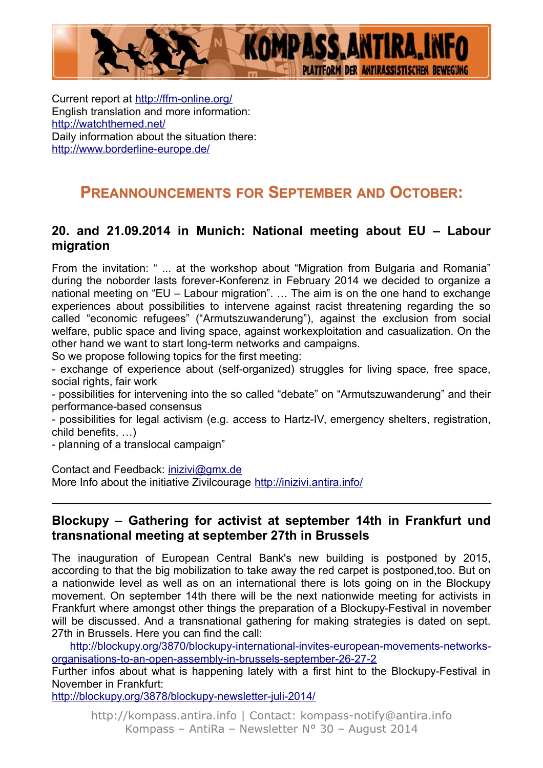Current report at http://ffm-online.org/
English translation and more information:
http://watchthemed.net/
Daily information about the situation there:
http://www.borderline-europe.de/

## PREANNOUNCEMENTS FOR SEPTEMBER AND OCTOBER:

### 20. and 21.09.2014 in Munich: National meeting about EU – Labour migration

From the invitation: " ... at the workshop about "Migration from Bulgaria and Romania" during the noborder lasts forever-Konferenz in February 2014 we decided to organize a national meeting on "EU – Labour migration". … The aim is on the one hand to exchange experiences about possibilities to intervene against racist threatening regarding the so called "economic refugees" ("Armutszuwanderung"), against the exclusion from social welfare, public space and living space, against workexploitation and casualization. On the other hand we want to start long-term networks and campaigns.
So we propose following topics for the first meeting:
- exchange of experience about (self-organized) struggles for living space, free space, social rights, fair work
- possibilities for intervening into the so called "debate" on "Armutszuwanderung" and their performance-based consensus
- possibilities for legal activism (e.g. access to Hartz-IV, emergency shelters, registration, child benefits, …)
- planning of a translocal campaign"

Contact and Feedback: inizivi@gmx.de
More Info about the initiative Zivilcourage http://inizivi.antira.info/

---

### Blockupy – Gathering for activist at september 14th in Frankfurt und transnational meeting at september 27th in Brussels

The inauguration of European Central Bank's new building is postponed by 2015, according to that the big mobilization to take away the red carpet is postponed,too. But on a nationwide level as well as on an international there is lots going on in the Blockupy movement. On september 14th there will be the next nationwide meeting for activists in Frankfurt where amongst other things the preparation of a Blockupy-Festival in november will be discussed. And a transnational gathering for making strategies is dated on sept. 27th in Brussels. Here you can find the call:
http://blockupy.org/3870/blockupy-international-invites-european-movements-networks-organisations-to-an-open-assembly-in-brussels-september-26-27-2
Further infos about what is happening lately with a first hint to the Blockupy-Festival in November in Frankfurt:
http://blockupy.org/3878/blockupy-newsletter-juli-2014/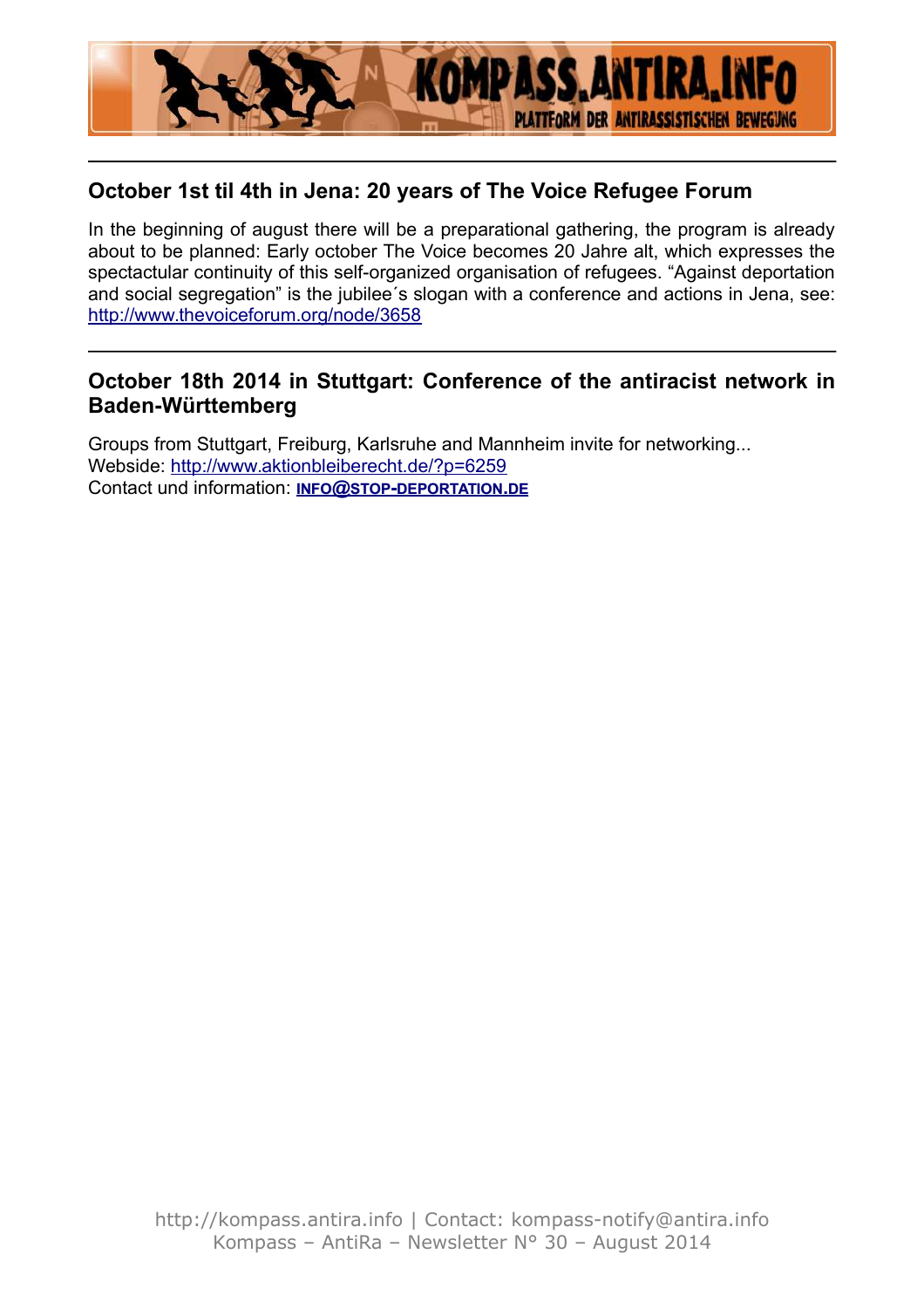## October 1st til 4th in Jena: 20 years of The Voice Refugee Forum

In the beginning of august there will be a preparational gathering, the program is already about to be planned: Early october The Voice becomes 20 Jahre alt, which expresses the spectactular continuity of this self-organized organisation of refugees. "Against deportation and social segregation" is the jubilee´s slogan with a conference and actions in Jena, see: http://www.thevoiceforum.org/node/3658

---

## October 18th 2014 in Stuttgart: Conference of the antiracist network in Baden-Württemberg

Groups from Stuttgart, Freiburg, Karlsruhe and Mannheim invite for networking...
Webside: http://www.aktionbleiberecht.de/?p=6259
Contact und information: INFO@STOP-DEPORTATION.DE